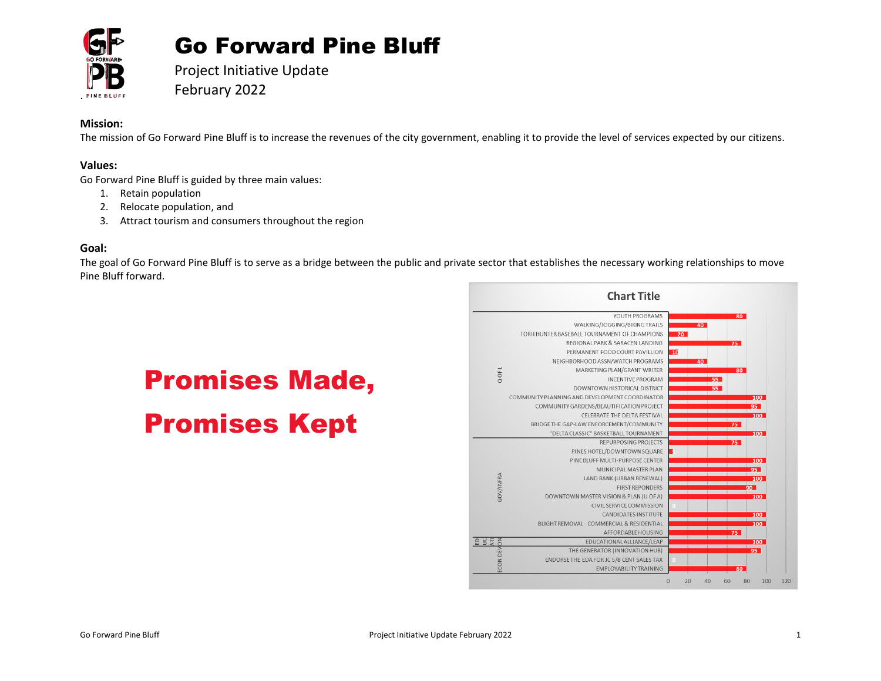# Go Forward Pine Bluff

Project Initiative Update
February 2022

**Mission:**
The mission of Go Forward Pine Bluff is to increase the revenues of the city government, enabling it to provide the level of services expected by our citizens.

**Values:**
Go Forward Pine Bluff is guided by three main values:

1. Retain population
2. Relocate population, and
3. Attract tourism and consumers throughout the region

**Goal:**
The goal of Go Forward Pine Bluff is to serve as a bridge between the public and private sector that establishes the necessary working relationships to move Pine Bluff forward.

## Promises Made, Promises Kept

**Chart Title**

| Category | Initiative | Progress |
|---|---|---|
| Q OF L | YOUTH PROGRAMS | 80 |
| Q OF L | WALKING/JOGGING/BIKING TRAILS | 40 |
| Q OF L | TORII HUNTER BASEBALL TOURNAMENT OF CHAMPIONS | 20 |
| Q OF L | REGIONAL PARK & SARACEN LANDING | 75 |
| Q OF L | PERMANENT FOOD COURT PAVILLION | 10 |
| Q OF L | NEIGHBORHOOD ASSN/WATCH PROGRAMS | 40 |
| Q OF L | MARKETING PLAN/GRANT WRITER | 80 |
| Q OF L | INCENTIVE PROGRAM | 55 |
| Q OF L | DOWNTOWN HISTORICAL DISTRICT | 55 |
| Q OF L | COMMUNITY PLANNING AND DEVELOPMENT COORDINATOR | 100 |
| Q OF L | COMMUNITY GARDENS/BEAUTIFICATION PROJECT | 95 |
| Q OF L | CELEBRATE THE DELTA FESTIVAL | 100 |
| Q OF L | BRIDGE THE GAP-LAW ENFORCEMENT/COMMUNITY | 75 |
| Q OF L | "DELTA CLASSIC" BASKETBALL TOURNAMENT | 100 |
| GOV/INFRA | REPURPOSING PROJECTS | 75 |
| GOV/INFRA | PINES HOTEL/DOWNTOWN SQUARE | 5 |
| GOV/INFRA | PINE BLUFF MULTI-PURPOSE CENTER | 100 |
| GOV/INFRA | MUNICIPAL MASTER PLAN | 95 |
| GOV/INFRA | LAND BANK (URBAN RENEWAL) | 100 |
| GOV/INFRA | FIRST REPONDERS | 90 |
| GOV/INFRA | DOWNTOWN MASTER VISION & PLAN (U OF A) | 100 |
| GOV/INFRA | CIVIL SERVICE COMMISSION | 0 |
| GOV/INFRA | CANDIDATES INSTITUTE | 100 |
| GOV/INFRA | BLIGHT REMOVAL - COMMERCIAL & RESIDENTIAL | 100 |
| GOV/INFRA | AFFORDABLE HOUSING | 75 |
| EDUCATI | EDUCATIONAL ALLIANCE/LEAP | 100 |
| ECON DEVO | THE GENERATOR (INNOVATION HUB) | 95 |
| ECON DEVO | ENDORSE THE EDA FOR JC 5/8 CENT SALES TAX | 0 |
| ECON DEVO | EMPLOYABILITY TRAINING | 80 |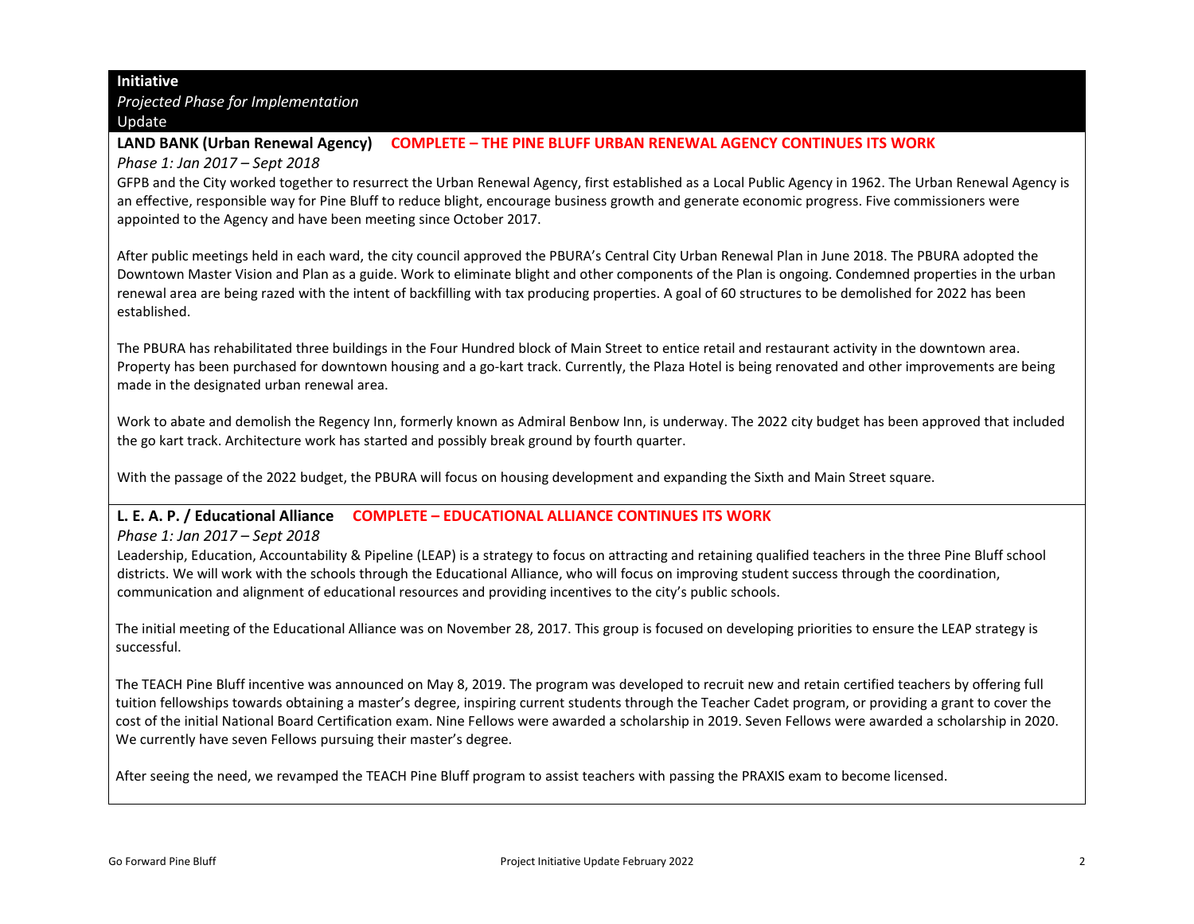**Initiative**
*Projected Phase for Implementation*
Update

**LAND BANK (Urban Renewal Agency)** **COMPLETE – THE PINE BLUFF URBAN RENEWAL AGENCY CONTINUES ITS WORK**

*Phase 1: Jan 2017 – Sept 2018*

GFPB and the City worked together to resurrect the Urban Renewal Agency, first established as a Local Public Agency in 1962. The Urban Renewal Agency is an effective, responsible way for Pine Bluff to reduce blight, encourage business growth and generate economic progress. Five commissioners were appointed to the Agency and have been meeting since October 2017.

After public meetings held in each ward, the city council approved the PBURA's Central City Urban Renewal Plan in June 2018. The PBURA adopted the Downtown Master Vision and Plan as a guide. Work to eliminate blight and other components of the Plan is ongoing. Condemned properties in the urban renewal area are being razed with the intent of backfilling with tax producing properties. A goal of 60 structures to be demolished for 2022 has been established.

The PBURA has rehabilitated three buildings in the Four Hundred block of Main Street to entice retail and restaurant activity in the downtown area. Property has been purchased for downtown housing and a go-kart track. Currently, the Plaza Hotel is being renovated and other improvements are being made in the designated urban renewal area.

Work to abate and demolish the Regency Inn, formerly known as Admiral Benbow Inn, is underway. The 2022 city budget has been approved that included the go kart track. Architecture work has started and possibly break ground by fourth quarter.

With the passage of the 2022 budget, the PBURA will focus on housing development and expanding the Sixth and Main Street square.

**L. E. A. P. / Educational Alliance** **COMPLETE – EDUCATIONAL ALLIANCE CONTINUES ITS WORK**

*Phase 1: Jan 2017 – Sept 2018*

Leadership, Education, Accountability & Pipeline (LEAP) is a strategy to focus on attracting and retaining qualified teachers in the three Pine Bluff school districts. We will work with the schools through the Educational Alliance, who will focus on improving student success through the coordination, communication and alignment of educational resources and providing incentives to the city's public schools.

The initial meeting of the Educational Alliance was on November 28, 2017. This group is focused on developing priorities to ensure the LEAP strategy is successful.

The TEACH Pine Bluff incentive was announced on May 8, 2019. The program was developed to recruit new and retain certified teachers by offering full tuition fellowships towards obtaining a master's degree, inspiring current students through the Teacher Cadet program, or providing a grant to cover the cost of the initial National Board Certification exam. Nine Fellows were awarded a scholarship in 2019. Seven Fellows were awarded a scholarship in 2020. We currently have seven Fellows pursuing their master's degree.

After seeing the need, we revamped the TEACH Pine Bluff program to assist teachers with passing the PRAXIS exam to become licensed.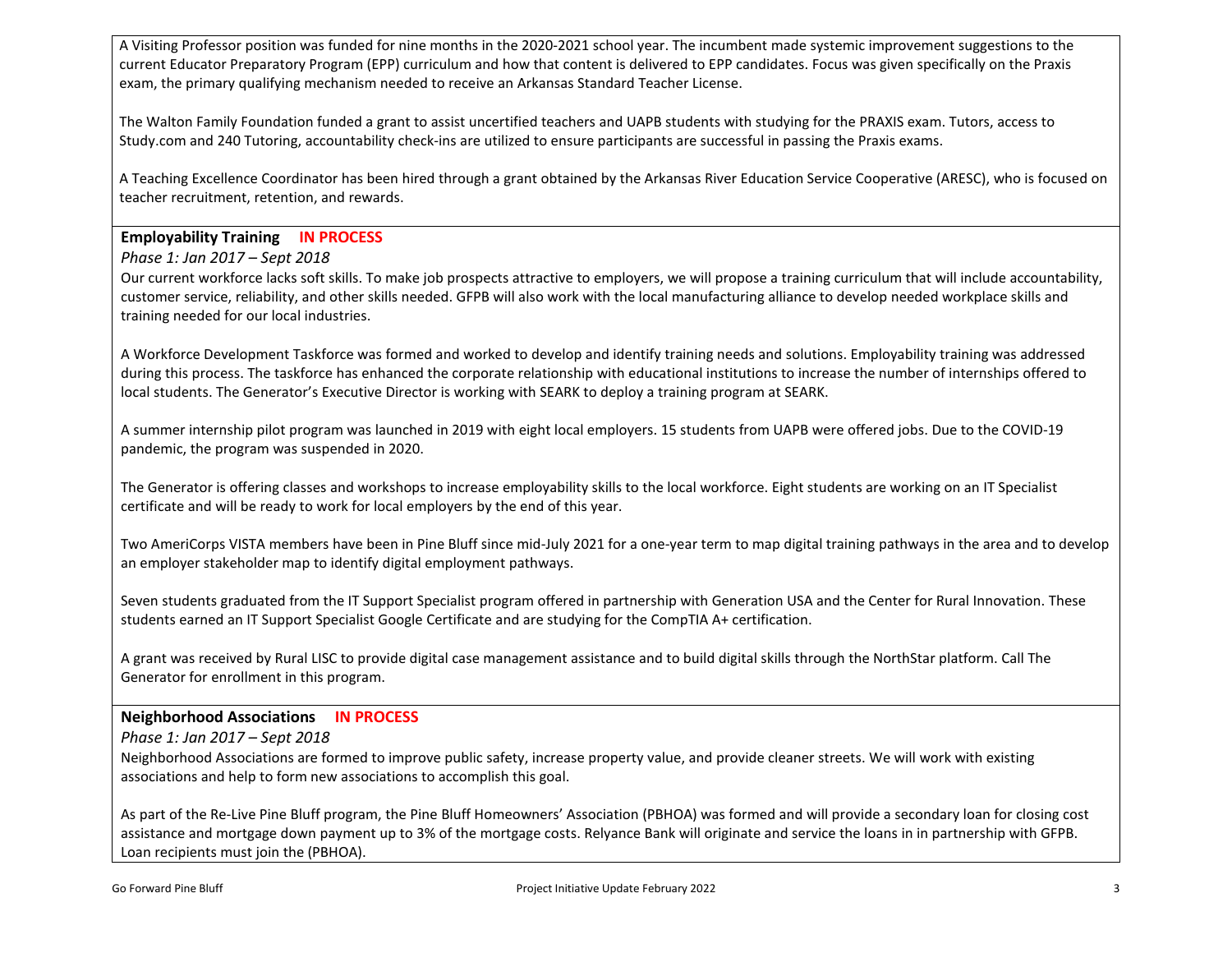A Visiting Professor position was funded for nine months in the 2020-2021 school year. The incumbent made systemic improvement suggestions to the current Educator Preparatory Program (EPP) curriculum and how that content is delivered to EPP candidates. Focus was given specifically on the Praxis exam, the primary qualifying mechanism needed to receive an Arkansas Standard Teacher License.

The Walton Family Foundation funded a grant to assist uncertified teachers and UAPB students with studying for the PRAXIS exam. Tutors, access to Study.com and 240 Tutoring, accountability check-ins are utilized to ensure participants are successful in passing the Praxis exams.

A Teaching Excellence Coordinator has been hired through a grant obtained by the Arkansas River Education Service Cooperative (ARESC), who is focused on teacher recruitment, retention, and rewards.

**Employability Training** **IN PROCESS**

*Phase 1: Jan 2017 – Sept 2018*

Our current workforce lacks soft skills. To make job prospects attractive to employers, we will propose a training curriculum that will include accountability, customer service, reliability, and other skills needed. GFPB will also work with the local manufacturing alliance to develop needed workplace skills and training needed for our local industries.

A Workforce Development Taskforce was formed and worked to develop and identify training needs and solutions. Employability training was addressed during this process. The taskforce has enhanced the corporate relationship with educational institutions to increase the number of internships offered to local students. The Generator's Executive Director is working with SEARK to deploy a training program at SEARK.

A summer internship pilot program was launched in 2019 with eight local employers. 15 students from UAPB were offered jobs. Due to the COVID-19 pandemic, the program was suspended in 2020.

The Generator is offering classes and workshops to increase employability skills to the local workforce. Eight students are working on an IT Specialist certificate and will be ready to work for local employers by the end of this year.

Two AmeriCorps VISTA members have been in Pine Bluff since mid-July 2021 for a one-year term to map digital training pathways in the area and to develop an employer stakeholder map to identify digital employment pathways.

Seven students graduated from the IT Support Specialist program offered in partnership with Generation USA and the Center for Rural Innovation. These students earned an IT Support Specialist Google Certificate and are studying for the CompTIA A+ certification.

A grant was received by Rural LISC to provide digital case management assistance and to build digital skills through the NorthStar platform. Call The Generator for enrollment in this program.

**Neighborhood Associations** **IN PROCESS**

*Phase 1: Jan 2017 – Sept 2018*

Neighborhood Associations are formed to improve public safety, increase property value, and provide cleaner streets. We will work with existing associations and help to form new associations to accomplish this goal.

As part of the Re-Live Pine Bluff program, the Pine Bluff Homeowners' Association (PBHOA) was formed and will provide a secondary loan for closing cost assistance and mortgage down payment up to 3% of the mortgage costs. Relyance Bank will originate and service the loans in in partnership with GFPB. Loan recipients must join the (PBHOA).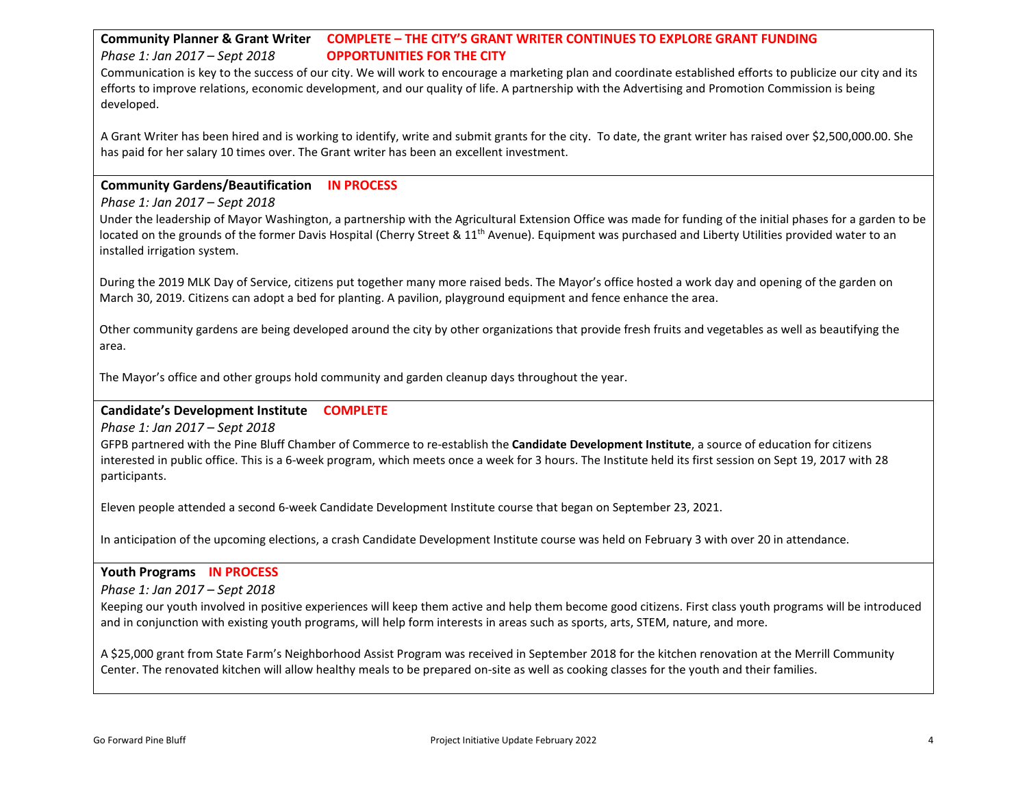**Community Planner & Grant Writer** **COMPLETE – THE CITY'S GRANT WRITER CONTINUES TO EXPLORE GRANT FUNDING OPPORTUNITIES FOR THE CITY**

*Phase 1: Jan 2017 – Sept 2018*

Communication is key to the success of our city. We will work to encourage a marketing plan and coordinate established efforts to publicize our city and its efforts to improve relations, economic development, and our quality of life. A partnership with the Advertising and Promotion Commission is being developed.

A Grant Writer has been hired and is working to identify, write and submit grants for the city. To date, the grant writer has raised over $2,500,000.00. She has paid for her salary 10 times over. The Grant writer has been an excellent investment.

**Community Gardens/Beautification** **IN PROCESS**

*Phase 1: Jan 2017 – Sept 2018*

Under the leadership of Mayor Washington, a partnership with the Agricultural Extension Office was made for funding of the initial phases for a garden to be located on the grounds of the former Davis Hospital (Cherry Street & 11th Avenue). Equipment was purchased and Liberty Utilities provided water to an installed irrigation system.

During the 2019 MLK Day of Service, citizens put together many more raised beds. The Mayor's office hosted a work day and opening of the garden on March 30, 2019. Citizens can adopt a bed for planting. A pavilion, playground equipment and fence enhance the area.

Other community gardens are being developed around the city by other organizations that provide fresh fruits and vegetables as well as beautifying the area.

The Mayor's office and other groups hold community and garden cleanup days throughout the year.

**Candidate's Development Institute** **COMPLETE**

*Phase 1: Jan 2017 – Sept 2018*

GFPB partnered with the Pine Bluff Chamber of Commerce to re-establish the **Candidate Development Institute**, a source of education for citizens interested in public office. This is a 6-week program, which meets once a week for 3 hours. The Institute held its first session on Sept 19, 2017 with 28 participants.

Eleven people attended a second 6-week Candidate Development Institute course that began on September 23, 2021.

In anticipation of the upcoming elections, a crash Candidate Development Institute course was held on February 3 with over 20 in attendance.

**Youth Programs** **IN PROCESS**

*Phase 1: Jan 2017 – Sept 2018*

Keeping our youth involved in positive experiences will keep them active and help them become good citizens. First class youth programs will be introduced and in conjunction with existing youth programs, will help form interests in areas such as sports, arts, STEM, nature, and more.

A $25,000 grant from State Farm's Neighborhood Assist Program was received in September 2018 for the kitchen renovation at the Merrill Community Center. The renovated kitchen will allow healthy meals to be prepared on-site as well as cooking classes for the youth and their families.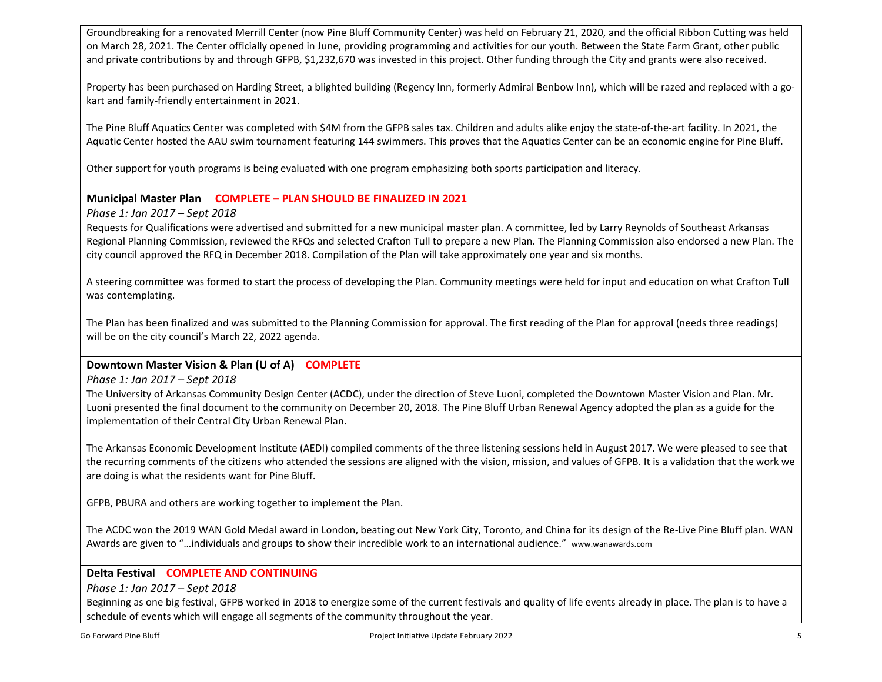Groundbreaking for a renovated Merrill Center (now Pine Bluff Community Center) was held on February 21, 2020, and the official Ribbon Cutting was held on March 28, 2021. The Center officially opened in June, providing programming and activities for our youth. Between the State Farm Grant, other public and private contributions by and through GFPB, $1,232,670 was invested in this project. Other funding through the City and grants were also received.

Property has been purchased on Harding Street, a blighted building (Regency Inn, formerly Admiral Benbow Inn), which will be razed and replaced with a go-kart and family-friendly entertainment in 2021.

The Pine Bluff Aquatics Center was completed with $4M from the GFPB sales tax. Children and adults alike enjoy the state-of-the-art facility. In 2021, the Aquatic Center hosted the AAU swim tournament featuring 144 swimmers. This proves that the Aquatics Center can be an economic engine for Pine Bluff.

Other support for youth programs is being evaluated with one program emphasizing both sports participation and literacy.

**Municipal Master Plan** **COMPLETE – PLAN SHOULD BE FINALIZED IN 2021**

*Phase 1: Jan 2017 – Sept 2018*

Requests for Qualifications were advertised and submitted for a new municipal master plan. A committee, led by Larry Reynolds of Southeast Arkansas Regional Planning Commission, reviewed the RFQs and selected Crafton Tull to prepare a new Plan. The Planning Commission also endorsed a new Plan. The city council approved the RFQ in December 2018. Compilation of the Plan will take approximately one year and six months.

A steering committee was formed to start the process of developing the Plan. Community meetings were held for input and education on what Crafton Tull was contemplating.

The Plan has been finalized and was submitted to the Planning Commission for approval. The first reading of the Plan for approval (needs three readings) will be on the city council's March 22, 2022 agenda.

**Downtown Master Vision & Plan (U of A)** **COMPLETE**

*Phase 1: Jan 2017 – Sept 2018*

The University of Arkansas Community Design Center (ACDC), under the direction of Steve Luoni, completed the Downtown Master Vision and Plan. Mr. Luoni presented the final document to the community on December 20, 2018. The Pine Bluff Urban Renewal Agency adopted the plan as a guide for the implementation of their Central City Urban Renewal Plan.

The Arkansas Economic Development Institute (AEDI) compiled comments of the three listening sessions held in August 2017. We were pleased to see that the recurring comments of the citizens who attended the sessions are aligned with the vision, mission, and values of GFPB. It is a validation that the work we are doing is what the residents want for Pine Bluff.

GFPB, PBURA and others are working together to implement the Plan.

The ACDC won the 2019 WAN Gold Medal award in London, beating out New York City, Toronto, and China for its design of the Re-Live Pine Bluff plan. WAN Awards are given to "…individuals and groups to show their incredible work to an international audience." www.wanawards.com

**Delta Festival** **COMPLETE AND CONTINUING**

*Phase 1: Jan 2017 – Sept 2018*

Beginning as one big festival, GFPB worked in 2018 to energize some of the current festivals and quality of life events already in place. The plan is to have a schedule of events which will engage all segments of the community throughout the year.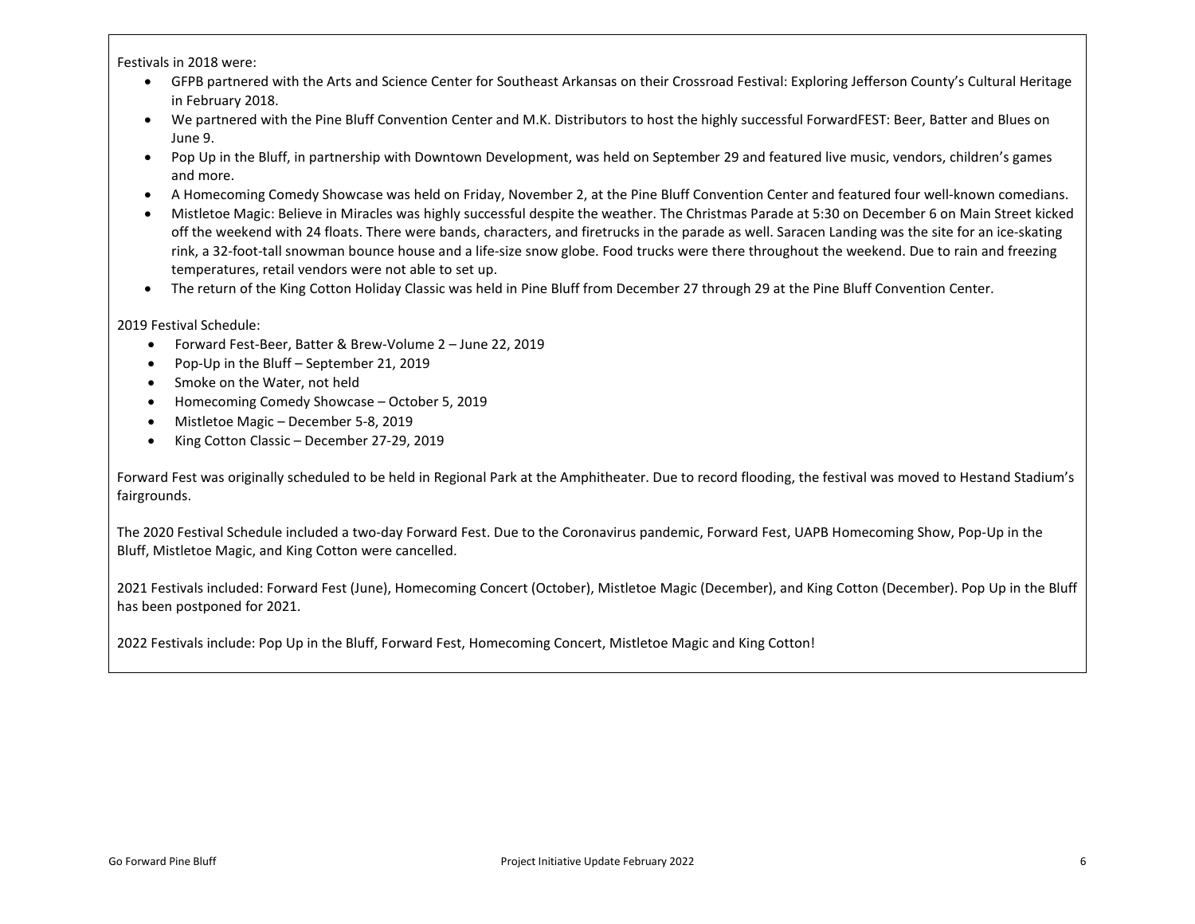Festivals in 2018 were:

- GFPB partnered with the Arts and Science Center for Southeast Arkansas on their Crossroad Festival: Exploring Jefferson County's Cultural Heritage in February 2018.
- We partnered with the Pine Bluff Convention Center and M.K. Distributors to host the highly successful ForwardFEST: Beer, Batter and Blues on June 9.
- Pop Up in the Bluff, in partnership with Downtown Development, was held on September 29 and featured live music, vendors, children's games and more.
- A Homecoming Comedy Showcase was held on Friday, November 2, at the Pine Bluff Convention Center and featured four well-known comedians.
- Mistletoe Magic: Believe in Miracles was highly successful despite the weather. The Christmas Parade at 5:30 on December 6 on Main Street kicked off the weekend with 24 floats. There were bands, characters, and firetrucks in the parade as well. Saracen Landing was the site for an ice-skating rink, a 32-foot-tall snowman bounce house and a life-size snow globe. Food trucks were there throughout the weekend. Due to rain and freezing temperatures, retail vendors were not able to set up.
- The return of the King Cotton Holiday Classic was held in Pine Bluff from December 27 through 29 at the Pine Bluff Convention Center.

2019 Festival Schedule:

- Forward Fest-Beer, Batter & Brew-Volume 2 – June 22, 2019
- Pop-Up in the Bluff – September 21, 2019
- Smoke on the Water, not held
- Homecoming Comedy Showcase – October 5, 2019
- Mistletoe Magic – December 5-8, 2019
- King Cotton Classic – December 27-29, 2019

Forward Fest was originally scheduled to be held in Regional Park at the Amphitheater. Due to record flooding, the festival was moved to Hestand Stadium's fairgrounds.

The 2020 Festival Schedule included a two-day Forward Fest. Due to the Coronavirus pandemic, Forward Fest, UAPB Homecoming Show, Pop-Up in the Bluff, Mistletoe Magic, and King Cotton were cancelled.

2021 Festivals included: Forward Fest (June), Homecoming Concert (October), Mistletoe Magic (December), and King Cotton (December). Pop Up in the Bluff has been postponed for 2021.

2022 Festivals include: Pop Up in the Bluff, Forward Fest, Homecoming Concert, Mistletoe Magic and King Cotton!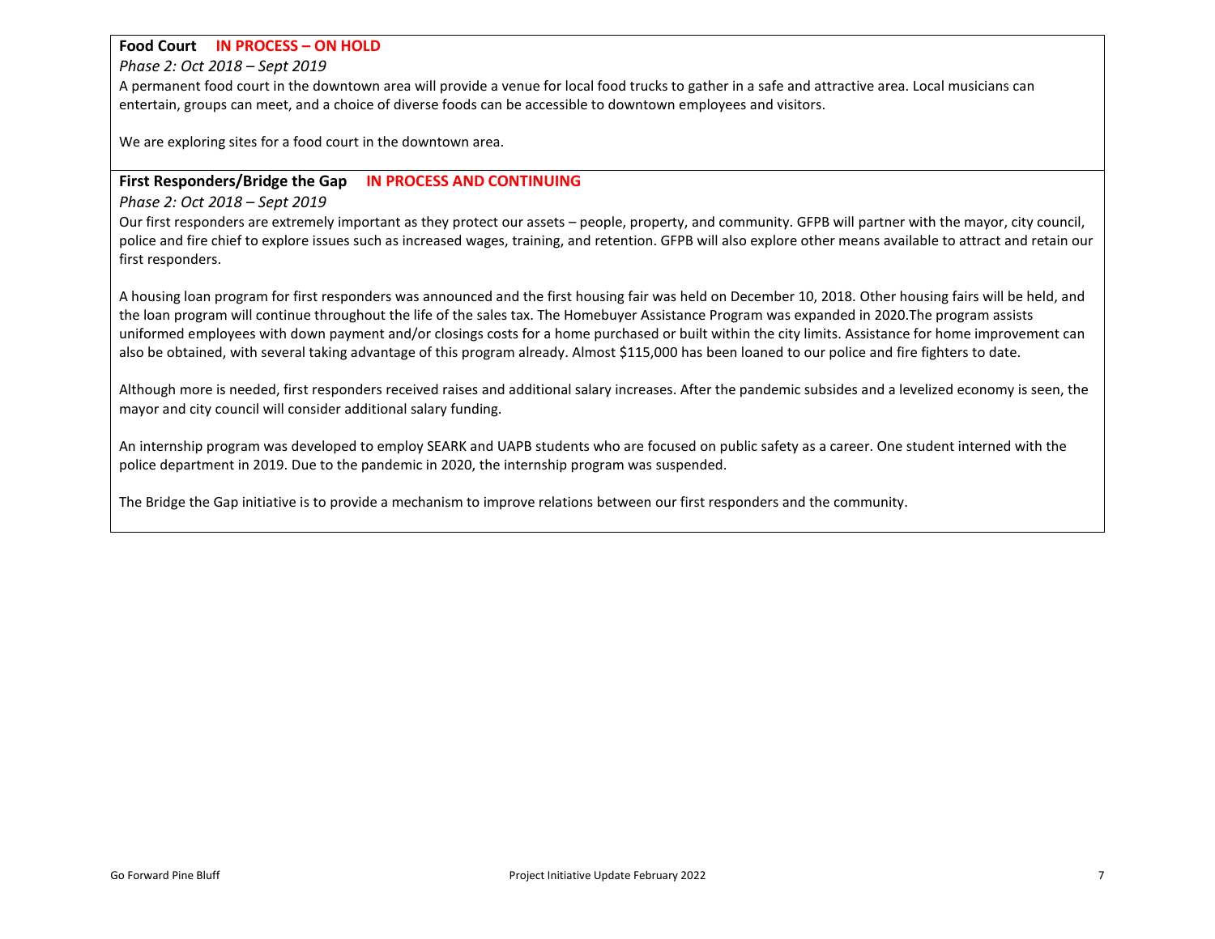**Food Court** **IN PROCESS – ON HOLD**

*Phase 2: Oct 2018 – Sept 2019*

A permanent food court in the downtown area will provide a venue for local food trucks to gather in a safe and attractive area. Local musicians can entertain, groups can meet, and a choice of diverse foods can be accessible to downtown employees and visitors.

We are exploring sites for a food court in the downtown area.

**First Responders/Bridge the Gap** **IN PROCESS AND CONTINUING**

*Phase 2: Oct 2018 – Sept 2019*

Our first responders are extremely important as they protect our assets – people, property, and community. GFPB will partner with the mayor, city council, police and fire chief to explore issues such as increased wages, training, and retention. GFPB will also explore other means available to attract and retain our first responders.

A housing loan program for first responders was announced and the first housing fair was held on December 10, 2018. Other housing fairs will be held, and the loan program will continue throughout the life of the sales tax. The Homebuyer Assistance Program was expanded in 2020.The program assists uniformed employees with down payment and/or closings costs for a home purchased or built within the city limits. Assistance for home improvement can also be obtained, with several taking advantage of this program already. Almost $115,000 has been loaned to our police and fire fighters to date.

Although more is needed, first responders received raises and additional salary increases. After the pandemic subsides and a levelized economy is seen, the mayor and city council will consider additional salary funding.

An internship program was developed to employ SEARK and UAPB students who are focused on public safety as a career. One student interned with the police department in 2019. Due to the pandemic in 2020, the internship program was suspended.

The Bridge the Gap initiative is to provide a mechanism to improve relations between our first responders and the community.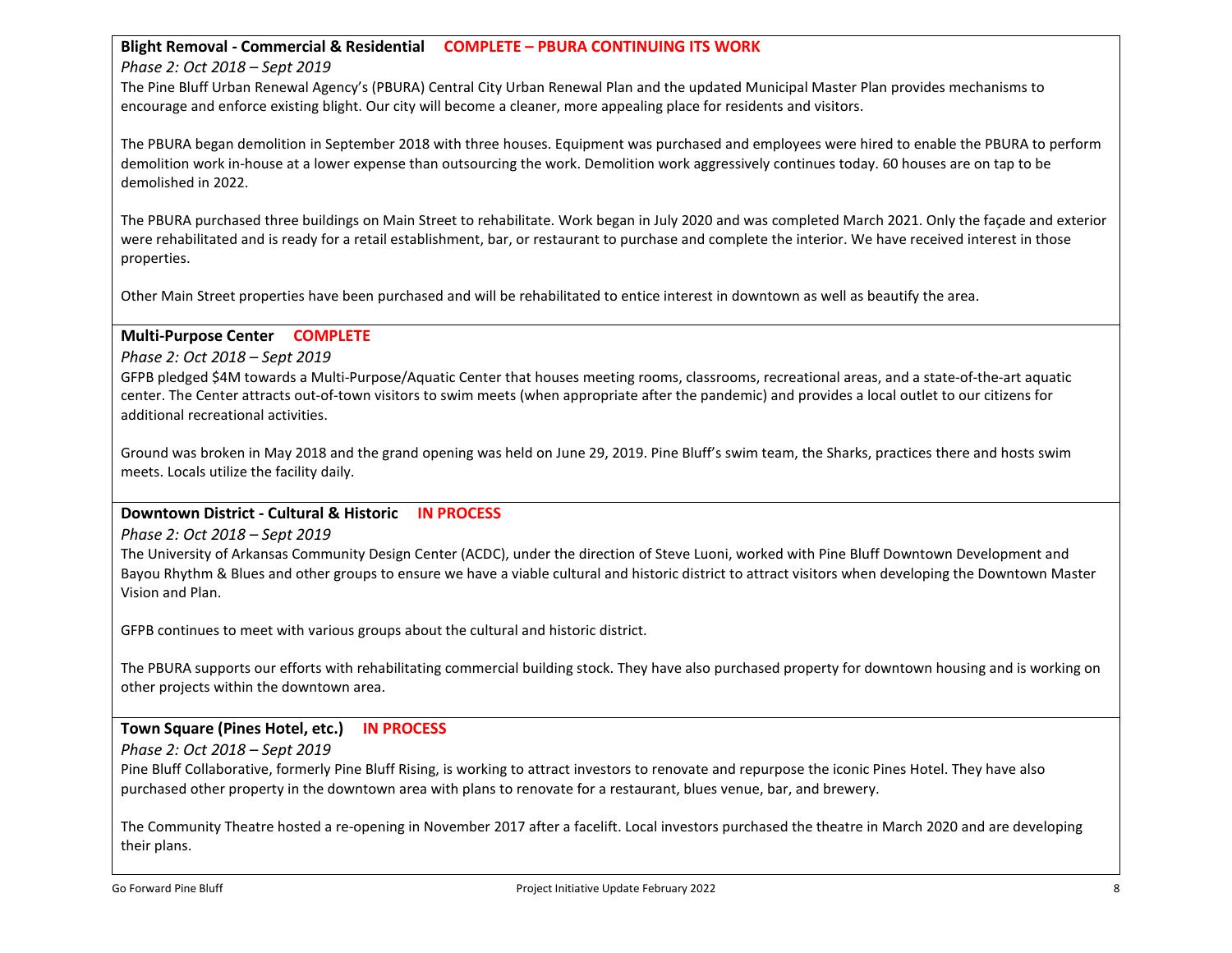### Blight Removal - Commercial & Residential **COMPLETE – PBURA CONTINUING ITS WORK**

*Phase 2: Oct 2018 – Sept 2019*

The Pine Bluff Urban Renewal Agency's (PBURA) Central City Urban Renewal Plan and the updated Municipal Master Plan provides mechanisms to encourage and enforce existing blight. Our city will become a cleaner, more appealing place for residents and visitors.

The PBURA began demolition in September 2018 with three houses. Equipment was purchased and employees were hired to enable the PBURA to perform demolition work in-house at a lower expense than outsourcing the work. Demolition work aggressively continues today. 60 houses are on tap to be demolished in 2022.

The PBURA purchased three buildings on Main Street to rehabilitate. Work began in July 2020 and was completed March 2021. Only the façade and exterior were rehabilitated and is ready for a retail establishment, bar, or restaurant to purchase and complete the interior. We have received interest in those properties.

Other Main Street properties have been purchased and will be rehabilitated to entice interest in downtown as well as beautify the area.

### Multi-Purpose Center **COMPLETE**

*Phase 2: Oct 2018 – Sept 2019*

GFPB pledged $4M towards a Multi-Purpose/Aquatic Center that houses meeting rooms, classrooms, recreational areas, and a state-of-the-art aquatic center. The Center attracts out-of-town visitors to swim meets (when appropriate after the pandemic) and provides a local outlet to our citizens for additional recreational activities.

Ground was broken in May 2018 and the grand opening was held on June 29, 2019. Pine Bluff's swim team, the Sharks, practices there and hosts swim meets. Locals utilize the facility daily.

### Downtown District - Cultural & Historic **IN PROCESS**

*Phase 2: Oct 2018 – Sept 2019*

The University of Arkansas Community Design Center (ACDC), under the direction of Steve Luoni, worked with Pine Bluff Downtown Development and Bayou Rhythm & Blues and other groups to ensure we have a viable cultural and historic district to attract visitors when developing the Downtown Master Vision and Plan.

GFPB continues to meet with various groups about the cultural and historic district.

The PBURA supports our efforts with rehabilitating commercial building stock. They have also purchased property for downtown housing and is working on other projects within the downtown area.

### Town Square (Pines Hotel, etc.) **IN PROCESS**

*Phase 2: Oct 2018 – Sept 2019*

Pine Bluff Collaborative, formerly Pine Bluff Rising, is working to attract investors to renovate and repurpose the iconic Pines Hotel. They have also purchased other property in the downtown area with plans to renovate for a restaurant, blues venue, bar, and brewery.

The Community Theatre hosted a re-opening in November 2017 after a facelift. Local investors purchased the theatre in March 2020 and are developing their plans.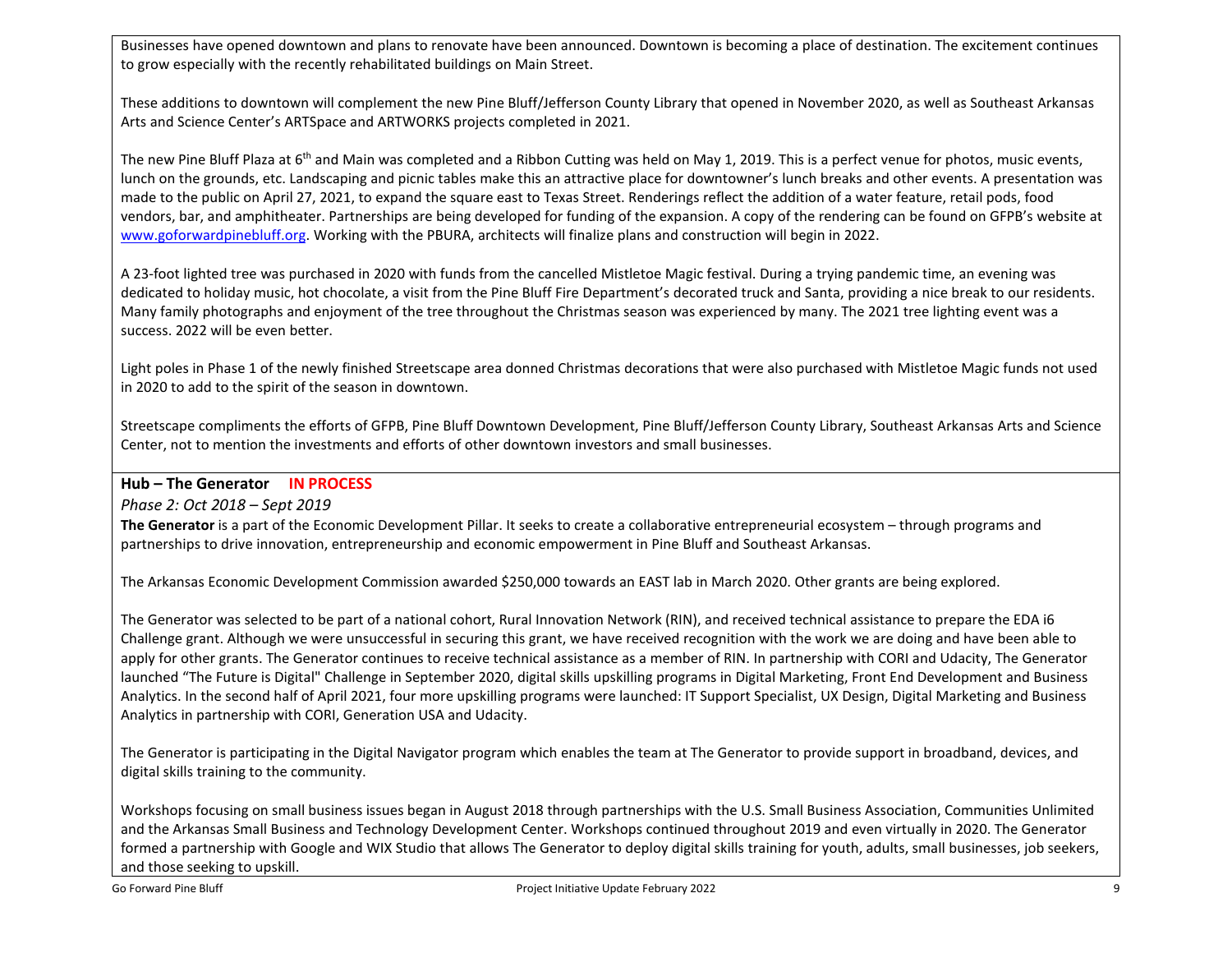Businesses have opened downtown and plans to renovate have been announced. Downtown is becoming a place of destination. The excitement continues to grow especially with the recently rehabilitated buildings on Main Street.

These additions to downtown will complement the new Pine Bluff/Jefferson County Library that opened in November 2020, as well as Southeast Arkansas Arts and Science Center's ARTSpace and ARTWORKS projects completed in 2021.

The new Pine Bluff Plaza at 6th and Main was completed and a Ribbon Cutting was held on May 1, 2019. This is a perfect venue for photos, music events, lunch on the grounds, etc. Landscaping and picnic tables make this an attractive place for downtowner's lunch breaks and other events. A presentation was made to the public on April 27, 2021, to expand the square east to Texas Street. Renderings reflect the addition of a water feature, retail pods, food vendors, bar, and amphitheater. Partnerships are being developed for funding of the expansion. A copy of the rendering can be found on GFPB's website at www.goforwardpinebluff.org. Working with the PBURA, architects will finalize plans and construction will begin in 2022.

A 23-foot lighted tree was purchased in 2020 with funds from the cancelled Mistletoe Magic festival. During a trying pandemic time, an evening was dedicated to holiday music, hot chocolate, a visit from the Pine Bluff Fire Department's decorated truck and Santa, providing a nice break to our residents. Many family photographs and enjoyment of the tree throughout the Christmas season was experienced by many. The 2021 tree lighting event was a success. 2022 will be even better.

Light poles in Phase 1 of the newly finished Streetscape area donned Christmas decorations that were also purchased with Mistletoe Magic funds not used in 2020 to add to the spirit of the season in downtown.

Streetscape compliments the efforts of GFPB, Pine Bluff Downtown Development, Pine Bluff/Jefferson County Library, Southeast Arkansas Arts and Science Center, not to mention the investments and efforts of other downtown investors and small businesses.

**Hub – The Generator** **IN PROCESS**

*Phase 2: Oct 2018 – Sept 2019*

**The Generator** is a part of the Economic Development Pillar. It seeks to create a collaborative entrepreneurial ecosystem – through programs and partnerships to drive innovation, entrepreneurship and economic empowerment in Pine Bluff and Southeast Arkansas.

The Arkansas Economic Development Commission awarded $250,000 towards an EAST lab in March 2020. Other grants are being explored.

The Generator was selected to be part of a national cohort, Rural Innovation Network (RIN), and received technical assistance to prepare the EDA i6 Challenge grant. Although we were unsuccessful in securing this grant, we have received recognition with the work we are doing and have been able to apply for other grants. The Generator continues to receive technical assistance as a member of RIN. In partnership with CORI and Udacity, The Generator launched "The Future is Digital" Challenge in September 2020, digital skills upskilling programs in Digital Marketing, Front End Development and Business Analytics. In the second half of April 2021, four more upskilling programs were launched: IT Support Specialist, UX Design, Digital Marketing and Business Analytics in partnership with CORI, Generation USA and Udacity.

The Generator is participating in the Digital Navigator program which enables the team at The Generator to provide support in broadband, devices, and digital skills training to the community.

Workshops focusing on small business issues began in August 2018 through partnerships with the U.S. Small Business Association, Communities Unlimited and the Arkansas Small Business and Technology Development Center. Workshops continued throughout 2019 and even virtually in 2020. The Generator formed a partnership with Google and WIX Studio that allows The Generator to deploy digital skills training for youth, adults, small businesses, job seekers, and those seeking to upskill.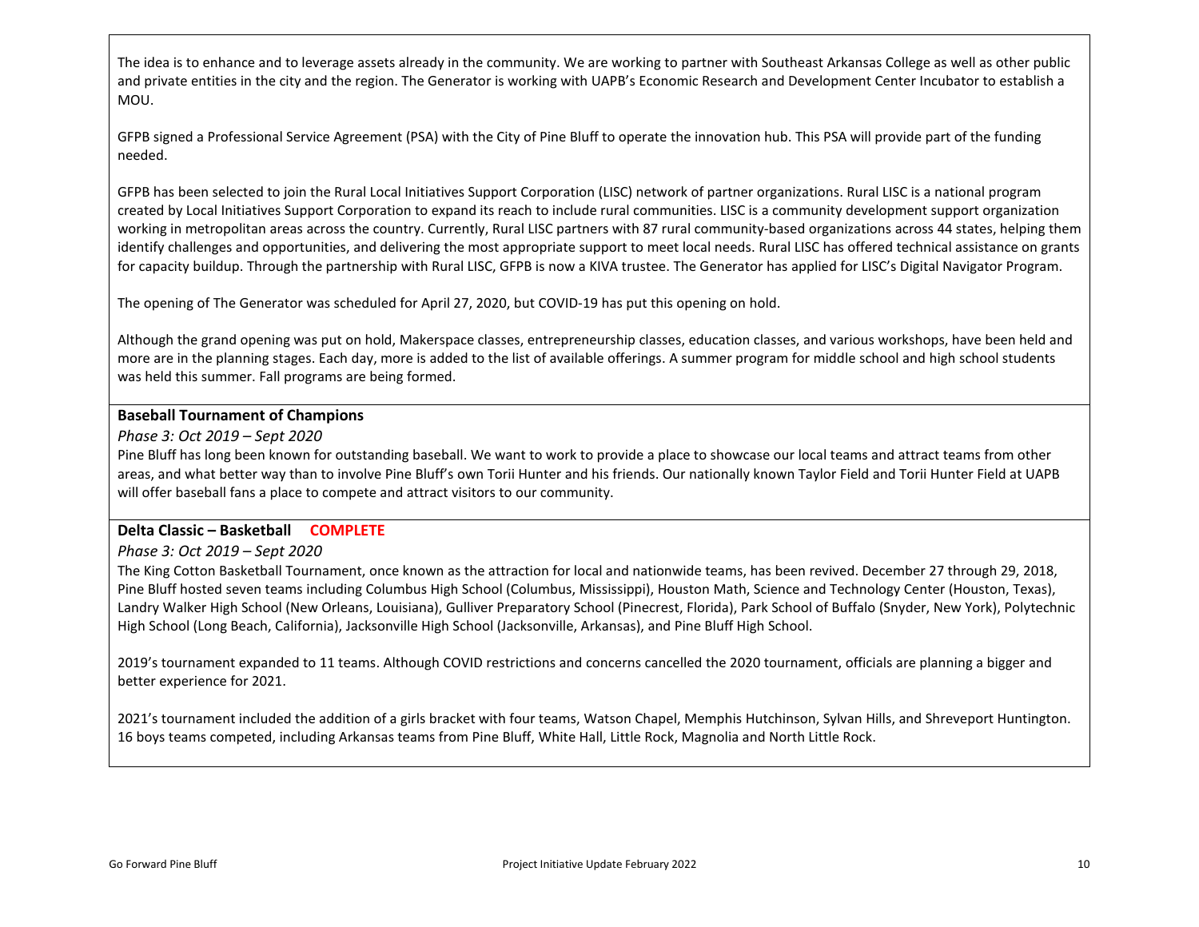The idea is to enhance and to leverage assets already in the community. We are working to partner with Southeast Arkansas College as well as other public and private entities in the city and the region. The Generator is working with UAPB's Economic Research and Development Center Incubator to establish a MOU.

GFPB signed a Professional Service Agreement (PSA) with the City of Pine Bluff to operate the innovation hub. This PSA will provide part of the funding needed.

GFPB has been selected to join the Rural Local Initiatives Support Corporation (LISC) network of partner organizations. Rural LISC is a national program created by Local Initiatives Support Corporation to expand its reach to include rural communities. LISC is a community development support organization working in metropolitan areas across the country. Currently, Rural LISC partners with 87 rural community-based organizations across 44 states, helping them identify challenges and opportunities, and delivering the most appropriate support to meet local needs. Rural LISC has offered technical assistance on grants for capacity buildup. Through the partnership with Rural LISC, GFPB is now a KIVA trustee. The Generator has applied for LISC's Digital Navigator Program.

The opening of The Generator was scheduled for April 27, 2020, but COVID-19 has put this opening on hold.

Although the grand opening was put on hold, Makerspace classes, entrepreneurship classes, education classes, and various workshops, have been held and more are in the planning stages. Each day, more is added to the list of available offerings. A summer program for middle school and high school students was held this summer. Fall programs are being formed.

**Baseball Tournament of Champions**

*Phase 3: Oct 2019 – Sept 2020*

Pine Bluff has long been known for outstanding baseball. We want to work to provide a place to showcase our local teams and attract teams from other areas, and what better way than to involve Pine Bluff's own Torii Hunter and his friends. Our nationally known Taylor Field and Torii Hunter Field at UAPB will offer baseball fans a place to compete and attract visitors to our community.

**Delta Classic – Basketball COMPLETE**

*Phase 3: Oct 2019 – Sept 2020*

The King Cotton Basketball Tournament, once known as the attraction for local and nationwide teams, has been revived. December 27 through 29, 2018, Pine Bluff hosted seven teams including Columbus High School (Columbus, Mississippi), Houston Math, Science and Technology Center (Houston, Texas), Landry Walker High School (New Orleans, Louisiana), Gulliver Preparatory School (Pinecrest, Florida), Park School of Buffalo (Snyder, New York), Polytechnic High School (Long Beach, California), Jacksonville High School (Jacksonville, Arkansas), and Pine Bluff High School.

2019's tournament expanded to 11 teams. Although COVID restrictions and concerns cancelled the 2020 tournament, officials are planning a bigger and better experience for 2021.

2021's tournament included the addition of a girls bracket with four teams, Watson Chapel, Memphis Hutchinson, Sylvan Hills, and Shreveport Huntington. 16 boys teams competed, including Arkansas teams from Pine Bluff, White Hall, Little Rock, Magnolia and North Little Rock.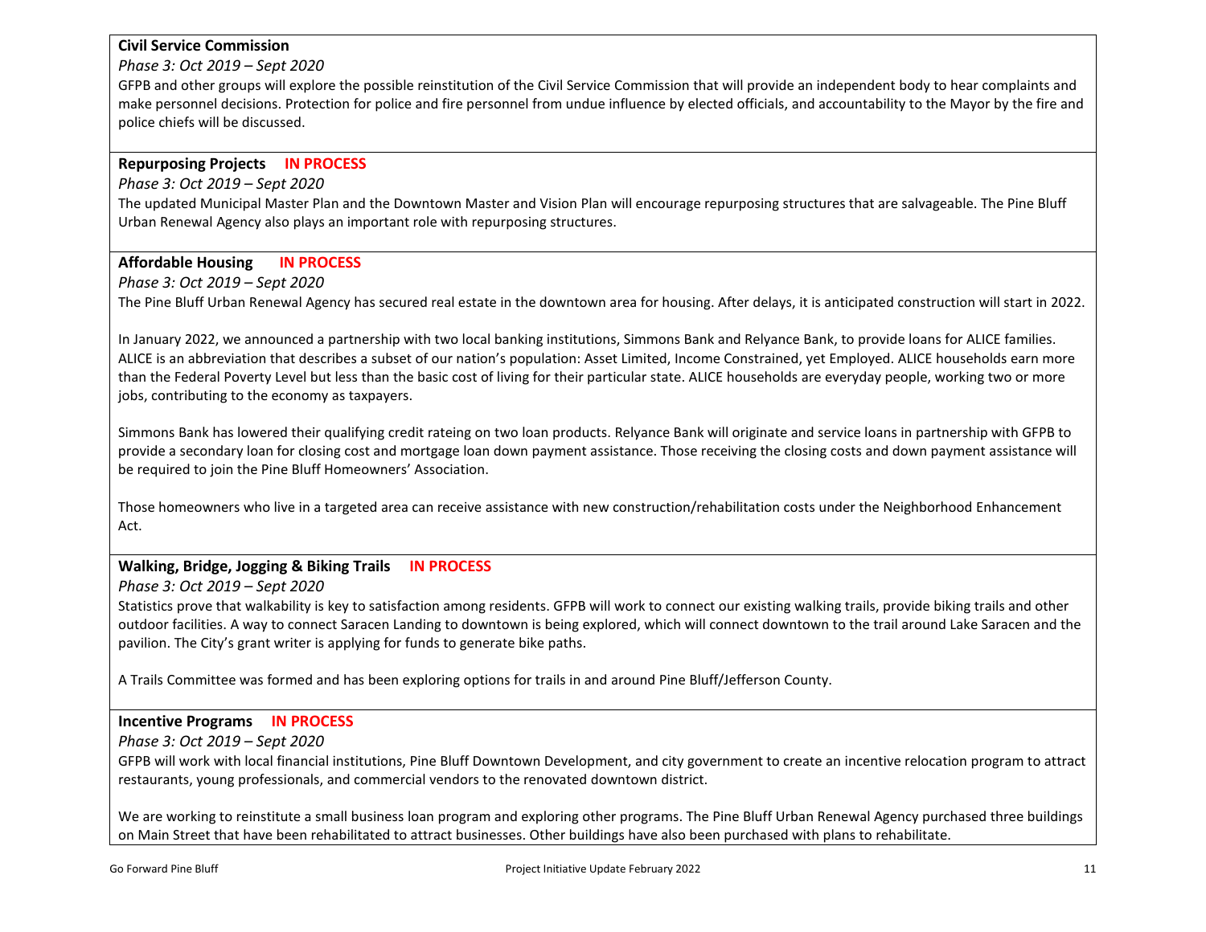**Civil Service Commission**

*Phase 3: Oct 2019 – Sept 2020*

GFPB and other groups will explore the possible reinstitution of the Civil Service Commission that will provide an independent body to hear complaints and make personnel decisions. Protection for police and fire personnel from undue influence by elected officials, and accountability to the Mayor by the fire and police chiefs will be discussed.

**Repurposing Projects** **IN PROCESS**

*Phase 3: Oct 2019 – Sept 2020*

The updated Municipal Master Plan and the Downtown Master and Vision Plan will encourage repurposing structures that are salvageable. The Pine Bluff Urban Renewal Agency also plays an important role with repurposing structures.

**Affordable Housing** **IN PROCESS**

*Phase 3: Oct 2019 – Sept 2020*

The Pine Bluff Urban Renewal Agency has secured real estate in the downtown area for housing. After delays, it is anticipated construction will start in 2022.

In January 2022, we announced a partnership with two local banking institutions, Simmons Bank and Relyance Bank, to provide loans for ALICE families. ALICE is an abbreviation that describes a subset of our nation's population: Asset Limited, Income Constrained, yet Employed. ALICE households earn more than the Federal Poverty Level but less than the basic cost of living for their particular state. ALICE households are everyday people, working two or more jobs, contributing to the economy as taxpayers.

Simmons Bank has lowered their qualifying credit rateing on two loan products. Relyance Bank will originate and service loans in partnership with GFPB to provide a secondary loan for closing cost and mortgage loan down payment assistance. Those receiving the closing costs and down payment assistance will be required to join the Pine Bluff Homeowners' Association.

Those homeowners who live in a targeted area can receive assistance with new construction/rehabilitation costs under the Neighborhood Enhancement Act.

**Walking, Bridge, Jogging & Biking Trails** **IN PROCESS**

*Phase 3: Oct 2019 – Sept 2020*

Statistics prove that walkability is key to satisfaction among residents. GFPB will work to connect our existing walking trails, provide biking trails and other outdoor facilities. A way to connect Saracen Landing to downtown is being explored, which will connect downtown to the trail around Lake Saracen and the pavilion. The City's grant writer is applying for funds to generate bike paths.

A Trails Committee was formed and has been exploring options for trails in and around Pine Bluff/Jefferson County.

**Incentive Programs** **IN PROCESS**

*Phase 3: Oct 2019 – Sept 2020*

GFPB will work with local financial institutions, Pine Bluff Downtown Development, and city government to create an incentive relocation program to attract restaurants, young professionals, and commercial vendors to the renovated downtown district.

We are working to reinstitute a small business loan program and exploring other programs. The Pine Bluff Urban Renewal Agency purchased three buildings on Main Street that have been rehabilitated to attract businesses. Other buildings have also been purchased with plans to rehabilitate.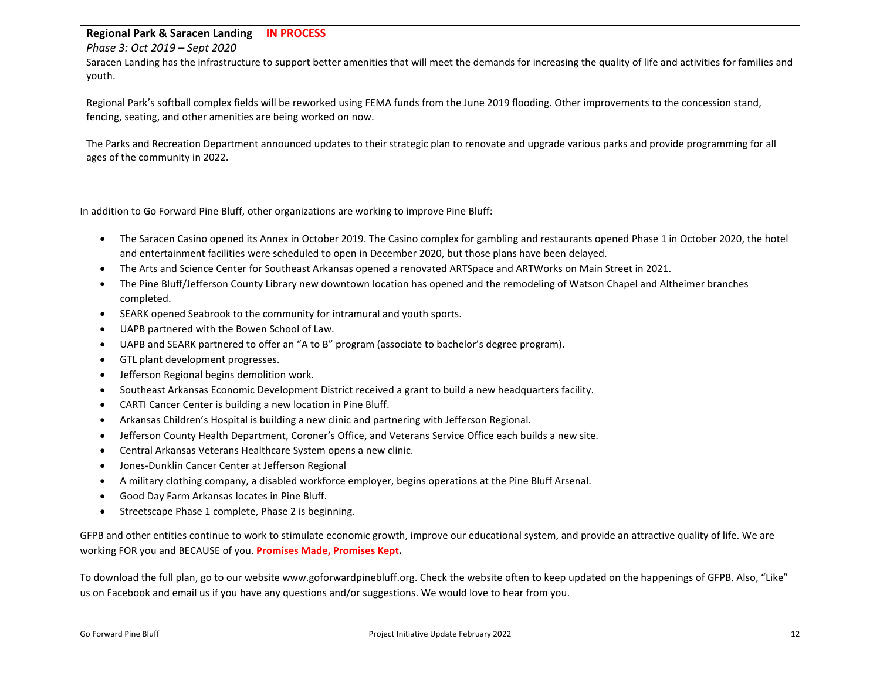**Regional Park & Saracen Landing** **IN PROCESS**

*Phase 3: Oct 2019 – Sept 2020*

Saracen Landing has the infrastructure to support better amenities that will meet the demands for increasing the quality of life and activities for families and youth.

Regional Park's softball complex fields will be reworked using FEMA funds from the June 2019 flooding. Other improvements to the concession stand, fencing, seating, and other amenities are being worked on now.

The Parks and Recreation Department announced updates to their strategic plan to renovate and upgrade various parks and provide programming for all ages of the community in 2022.

In addition to Go Forward Pine Bluff, other organizations are working to improve Pine Bluff:

- The Saracen Casino opened its Annex in October 2019. The Casino complex for gambling and restaurants opened Phase 1 in October 2020, the hotel and entertainment facilities were scheduled to open in December 2020, but those plans have been delayed.
- The Arts and Science Center for Southeast Arkansas opened a renovated ARTSpace and ARTWorks on Main Street in 2021.
- The Pine Bluff/Jefferson County Library new downtown location has opened and the remodeling of Watson Chapel and Altheimer branches completed.
- SEARK opened Seabrook to the community for intramural and youth sports.
- UAPB partnered with the Bowen School of Law.
- UAPB and SEARK partnered to offer an "A to B" program (associate to bachelor's degree program).
- GTL plant development progresses.
- Jefferson Regional begins demolition work.
- Southeast Arkansas Economic Development District received a grant to build a new headquarters facility.
- CARTI Cancer Center is building a new location in Pine Bluff.
- Arkansas Children's Hospital is building a new clinic and partnering with Jefferson Regional.
- Jefferson County Health Department, Coroner's Office, and Veterans Service Office each builds a new site.
- Central Arkansas Veterans Healthcare System opens a new clinic.
- Jones-Dunklin Cancer Center at Jefferson Regional
- A military clothing company, a disabled workforce employer, begins operations at the Pine Bluff Arsenal.
- Good Day Farm Arkansas locates in Pine Bluff.
- Streetscape Phase 1 complete, Phase 2 is beginning.

GFPB and other entities continue to work to stimulate economic growth, improve our educational system, and provide an attractive quality of life. We are working FOR you and BECAUSE of you. **Promises Made, Promises Kept.**

To download the full plan, go to our website www.goforwardpinebluff.org. Check the website often to keep updated on the happenings of GFPB. Also, "Like" us on Facebook and email us if you have any questions and/or suggestions. We would love to hear from you.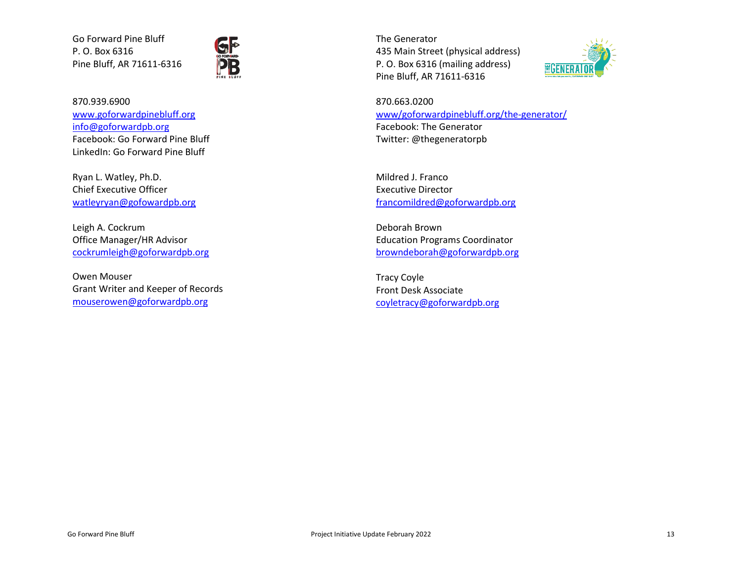Go Forward Pine Bluff
P. O. Box 6316
Pine Bluff, AR 71611-6316

870.939.6900
www.goforwardpinebluff.org
info@goforwardpb.org
Facebook: Go Forward Pine Bluff
LinkedIn: Go Forward Pine Bluff

Ryan L. Watley, Ph.D.
Chief Executive Officer
watleyryan@gofowardpb.org

Leigh A. Cockrum
Office Manager/HR Advisor
cockrumleigh@goforwardpb.org

Owen Mouser
Grant Writer and Keeper of Records
mouserowen@goforwardpb.org

The Generator
435 Main Street (physical address)
P. O. Box 6316 (mailing address)
Pine Bluff, AR 71611-6316

870.663.0200
www/goforwardpinebluff.org/the-generator/
Facebook: The Generator
Twitter: @thegeneratorpb

Mildred J. Franco
Executive Director
francomildred@goforwardpb.org

Deborah Brown
Education Programs Coordinator
browndeborah@goforwardpb.org

Tracy Coyle
Front Desk Associate
coyletracy@goforwardpb.org